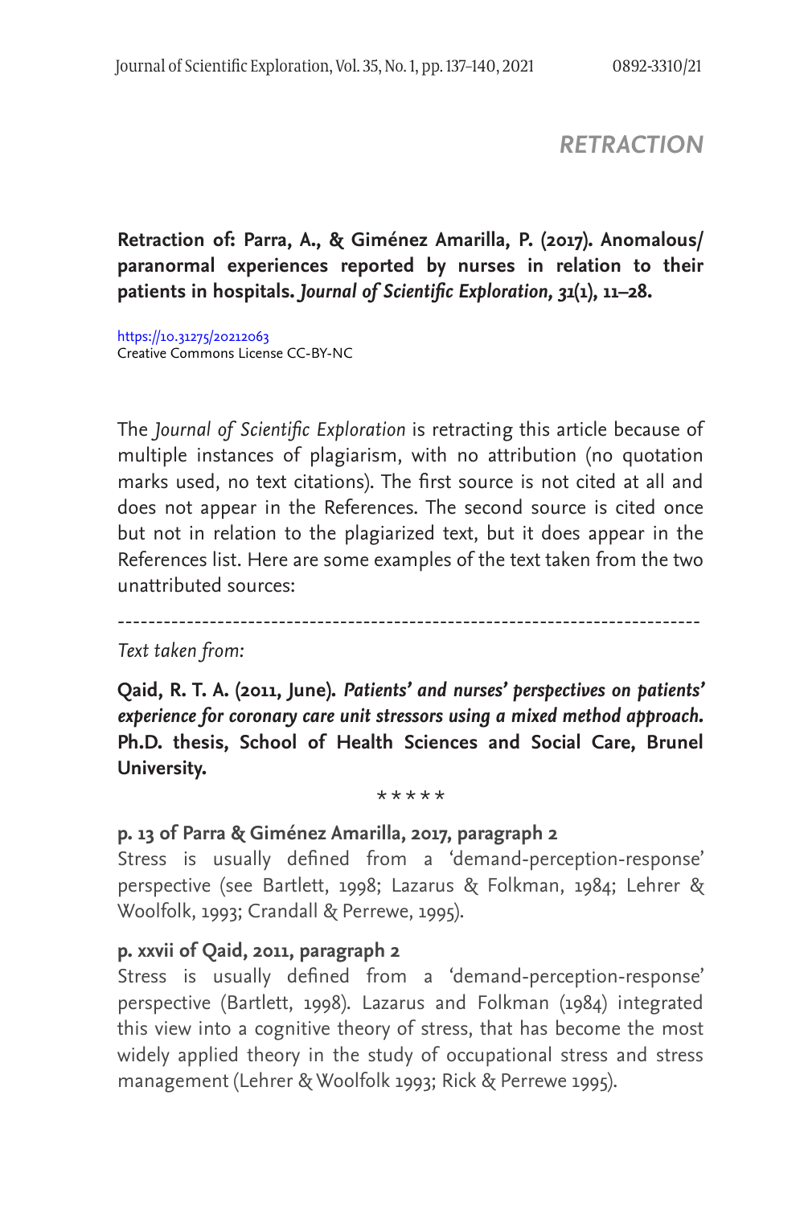# *RETRACTION*

**Retraction of: Parra, A., & Giménez Amarilla, P. (2017). Anomalous/ paranormal experiences reported by nurses in relation to their patients in hospitals. *Journal of Scientific Exploration, 31*(1), 11–28.**

https://10.31275/20212063
Creative Commons License CC-BY-NC

The *Journal of Scientific Exploration* is retracting this article because of multiple instances of plagiarism, with no attribution (no quotation marks used, no text citations). The first source is not cited at all and does not appear in the References. The second source is cited once but not in relation to the plagiarized text, but it does appear in the References list. Here are some examples of the text taken from the two unattributed sources:

---

*Text taken from:*

**Qaid, R. T. A. (2011, June). *Patients' and nurses' perspectives on patients' experience for coronary care unit stressors using a mixed method approach.* Ph.D. thesis, School of Health Sciences and Social Care, Brunel University.**

\* \* \* \* \*

**p. 13 of Parra & Giménez Amarilla, 2017, paragraph 2**

Stress is usually defined from a 'demand-perception-response' perspective (see Bartlett, 1998; Lazarus & Folkman, 1984; Lehrer & Woolfolk, 1993; Crandall & Perrewe, 1995).

**p. xxvii of Qaid, 2011, paragraph 2**

Stress is usually defined from a 'demand-perception-response' perspective (Bartlett, 1998). Lazarus and Folkman (1984) integrated this view into a cognitive theory of stress, that has become the most widely applied theory in the study of occupational stress and stress management (Lehrer & Woolfolk 1993; Rick & Perrewe 1995).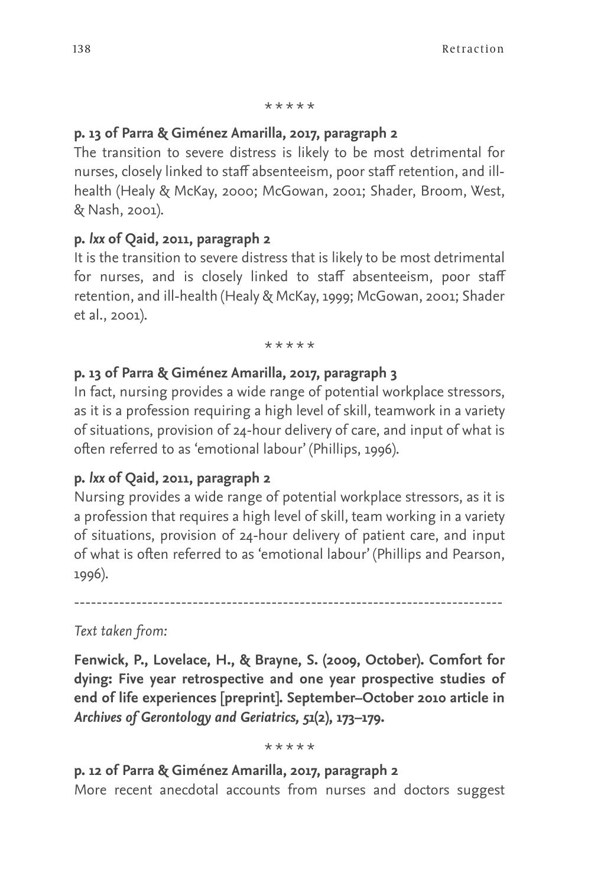\*\*\*\*\*

**p. 13 of Parra & Giménez Amarilla, 2017, paragraph 2**

The transition to severe distress is likely to be most detrimental for nurses, closely linked to staff absenteeism, poor staff retention, and ill-health (Healy & McKay, 2000; McGowan, 2001; Shader, Broom, West, & Nash, 2001).

**p. *lxx* of Qaid, 2011, paragraph 2**

It is the transition to severe distress that is likely to be most detrimental for nurses, and is closely linked to staff absenteeism, poor staff retention, and ill-health (Healy & McKay, 1999; McGowan, 2001; Shader et al., 2001).

\*\*\*\*\*

**p. 13 of Parra & Giménez Amarilla, 2017, paragraph 3**

In fact, nursing provides a wide range of potential workplace stressors, as it is a profession requiring a high level of skill, teamwork in a variety of situations, provision of 24-hour delivery of care, and input of what is often referred to as 'emotional labour' (Phillips, 1996).

**p. *lxx* of Qaid, 2011, paragraph 2**

Nursing provides a wide range of potential workplace stressors, as it is a profession that requires a high level of skill, team working in a variety of situations, provision of 24-hour delivery of patient care, and input of what is often referred to as 'emotional labour' (Phillips and Pearson, 1996).

---

*Text taken from:*

**Fenwick, P., Lovelace, H., & Brayne, S. (2009, October). Comfort for dying: Five year retrospective and one year prospective studies of end of life experiences [preprint]. September–October 2010 article in *Archives of Gerontology and Geriatrics, 51*(2), 173–179.**

\*\*\*\*\*

**p. 12 of Parra & Giménez Amarilla, 2017, paragraph 2**

More recent anecdotal accounts from nurses and doctors suggest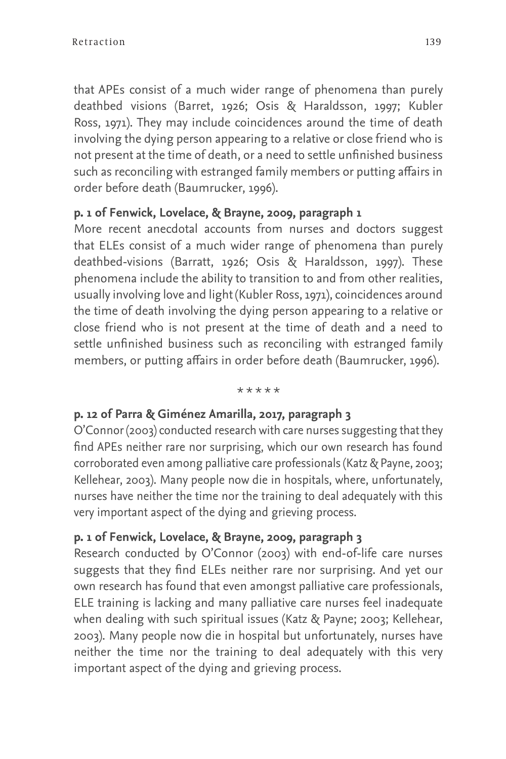that APEs consist of a much wider range of phenomena than purely deathbed visions (Barret, 1926; Osis & Haraldsson, 1997; Kubler Ross, 1971). They may include coincidences around the time of death involving the dying person appearing to a relative or close friend who is not present at the time of death, or a need to settle unfinished business such as reconciling with estranged family members or putting affairs in order before death (Baumrucker, 1996).

**p. 1 of Fenwick, Lovelace, & Brayne, 2009, paragraph 1**

More recent anecdotal accounts from nurses and doctors suggest that ELEs consist of a much wider range of phenomena than purely deathbed-visions (Barratt, 1926; Osis & Haraldsson, 1997). These phenomena include the ability to transition to and from other realities, usually involving love and light (Kubler Ross, 1971), coincidences around the time of death involving the dying person appearing to a relative or close friend who is not present at the time of death and a need to settle unfinished business such as reconciling with estranged family members, or putting affairs in order before death (Baumrucker, 1996).

\* \* \* \* \*

**p. 12 of Parra & Giménez Amarilla, 2017, paragraph 3**

O'Connor (2003) conducted research with care nurses suggesting that they find APEs neither rare nor surprising, which our own research has found corroborated even among palliative care professionals (Katz & Payne, 2003; Kellehear, 2003). Many people now die in hospitals, where, unfortunately, nurses have neither the time nor the training to deal adequately with this very important aspect of the dying and grieving process.

**p. 1 of Fenwick, Lovelace, & Brayne, 2009, paragraph 3**

Research conducted by O'Connor (2003) with end-of-life care nurses suggests that they find ELEs neither rare nor surprising. And yet our own research has found that even amongst palliative care professionals, ELE training is lacking and many palliative care nurses feel inadequate when dealing with such spiritual issues (Katz & Payne; 2003; Kellehear, 2003). Many people now die in hospital but unfortunately, nurses have neither the time nor the training to deal adequately with this very important aspect of the dying and grieving process.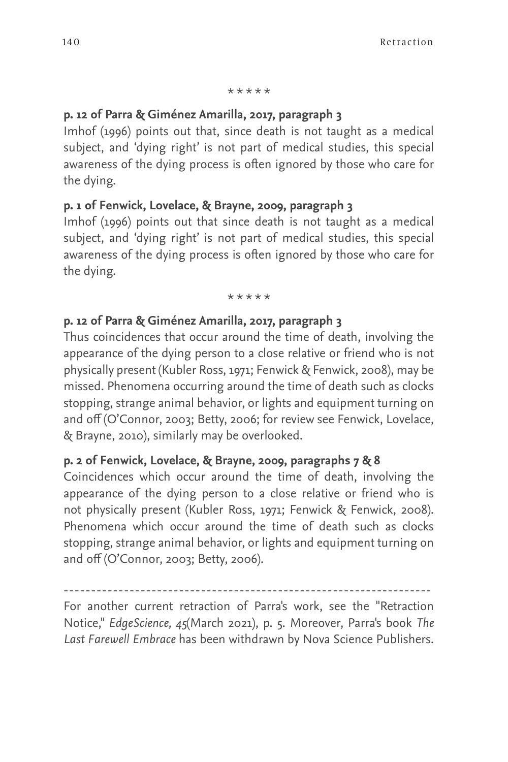\*\*\*\*\*

**p. 12 of Parra & Giménez Amarilla, 2017, paragraph 3**

Imhof (1996) points out that, since death is not taught as a medical subject, and 'dying right' is not part of medical studies, this special awareness of the dying process is often ignored by those who care for the dying.

**p. 1 of Fenwick, Lovelace, & Brayne, 2009, paragraph 3**

Imhof (1996) points out that since death is not taught as a medical subject, and 'dying right' is not part of medical studies, this special awareness of the dying process is often ignored by those who care for the dying.

\*\*\*\*\*

**p. 12 of Parra & Giménez Amarilla, 2017, paragraph 3**

Thus coincidences that occur around the time of death, involving the appearance of the dying person to a close relative or friend who is not physically present (Kubler Ross, 1971; Fenwick & Fenwick, 2008), may be missed. Phenomena occurring around the time of death such as clocks stopping, strange animal behavior, or lights and equipment turning on and off (O'Connor, 2003; Betty, 2006; for review see Fenwick, Lovelace, & Brayne, 2010), similarly may be overlooked.

**p. 2 of Fenwick, Lovelace, & Brayne, 2009, paragraphs 7 & 8**

Coincidences which occur around the time of death, involving the appearance of the dying person to a close relative or friend who is not physically present (Kubler Ross, 1971; Fenwick & Fenwick, 2008). Phenomena which occur around the time of death such as clocks stopping, strange animal behavior, or lights and equipment turning on and off (O'Connor, 2003; Betty, 2006).

---

For another current retraction of Parra's work, see the "Retraction Notice," *EdgeScience, 45*(March 2021), p. 5. Moreover, Parra's book *The Last Farewell Embrace* has been withdrawn by Nova Science Publishers.